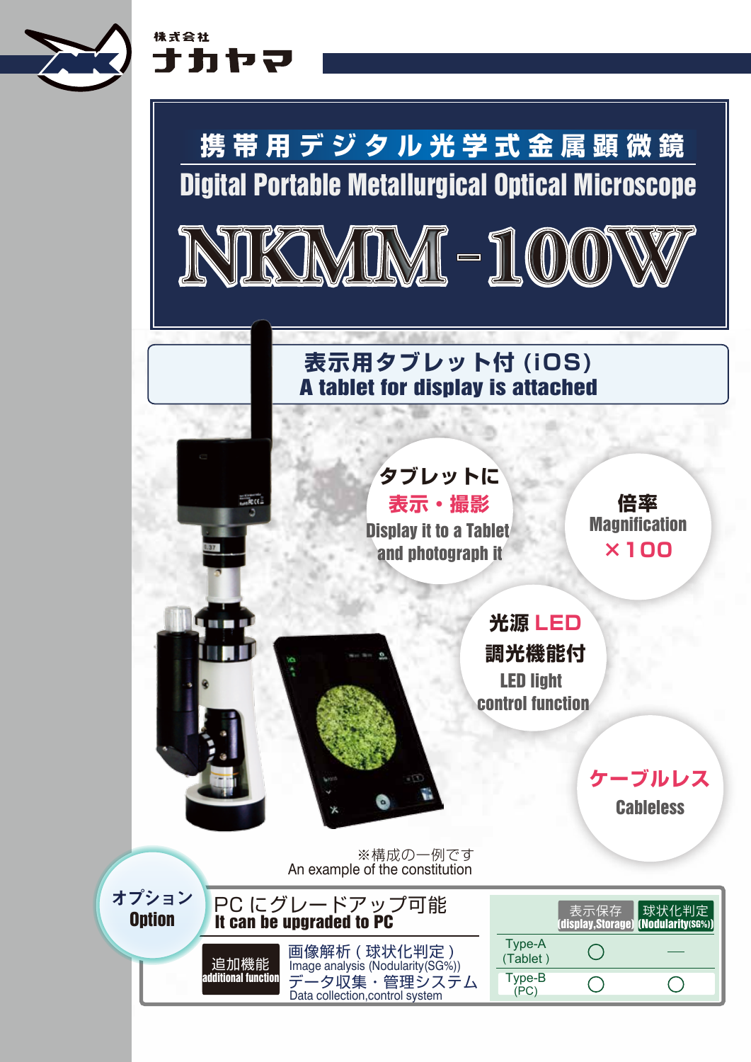株式会社
ナカヤマ

# 携帯用デジタル光学式金属顕微鏡
## Digital Portable Metallurgical Optical Microscope

# NKMM-100W

**表示用タブレット付 (iOS)**
**A tablet for display is attached**

タブレットに
**表示・撮影**
Display it to a Tablet and photograph it

倍率
Magnification
**×100**

光源 **LED**
調光機能付
LED light control function

**ケーブルレス**
Cableless

※構成の一例です
An example of the constitution

**オプション**
**Option**

PC にグレードアップ可能
**It can be upgraded to PC**

追加機能 / additional function
- 画像解析 ( 球状化判定 ) Image analysis (Nodularity(SG%))
- データ収集・管理システム Data collection,control system

| | 表示保存 (display,Storage) | 球状化判定 (Nodularity(SG%)) |
|---|---|---|
| Type-A (Tablet ) | ○ | — |
| Type-B (PC) | ○ | ○ |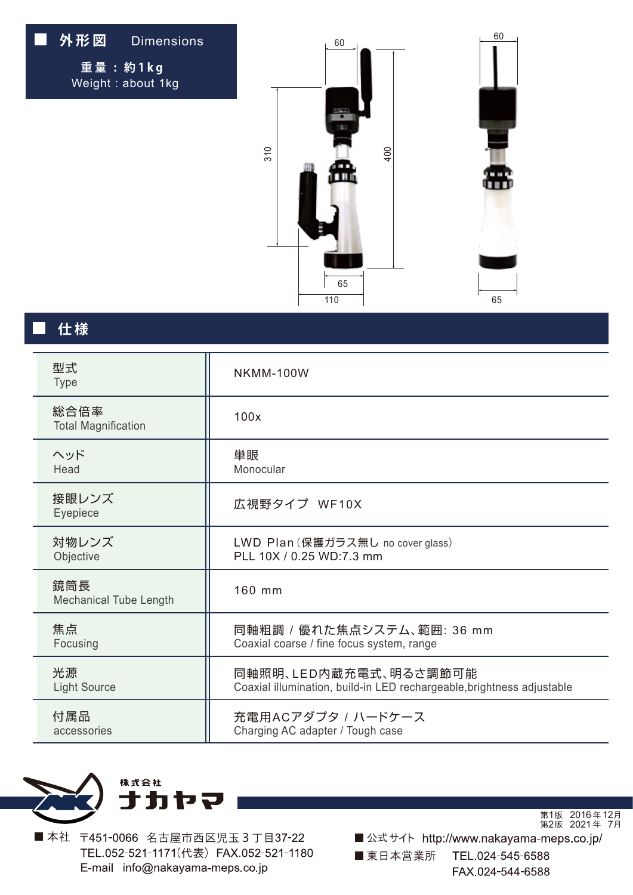## ■ 外形図　Dimensions

**重量：約1kg**
Weight : about 1kg

60
310
400
65
110
60
65

## ■ 仕様

| | |
|---|---|
| 型式<br>Type | NKMM-100W |
| 総合倍率<br>Total Magnification | 100x |
| ヘッド<br>Head | 単眼<br>Monocular |
| 接眼レンズ<br>Eyepiece | 広視野タイプ　WF10X |
| 対物レンズ<br>Objective | LWD Plan（保護ガラス無し no cover glass）<br>PLL 10X / 0.25 WD:7.3 mm |
| 鏡筒長<br>Mechanical Tube Length | 160 mm |
| 焦点<br>Focusing | 同軸粗調 / 優れた焦点システム、範囲: 36 mm<br>Coaxial coarse / fine focus system, range |
| 光源<br>Light Source | 同軸照明、LED内蔵充電式、明るさ調節可能<br>Coaxial illumination, build-in LED rechargeable,brightness adjustable |
| 付属品<br>accessories | 充電用ACアダプタ / ハードケース<br>Charging AC adapter / Tough case |

株式会社
ナカヤマ

第1版　2016年12月
第2版　2021年　7月

■ 本社　〒451-0066　名古屋市西区児玉３丁目37-22
TEL.052-521-1171(代表)　FAX.052-521-1180
E-mail　info@nakayama-meps.co.jp

■ 公式サイト　http://www.nakayama-meps.co.jp/
■ 東日本営業所　TEL.024-545-6588
FAX.024-544-6588